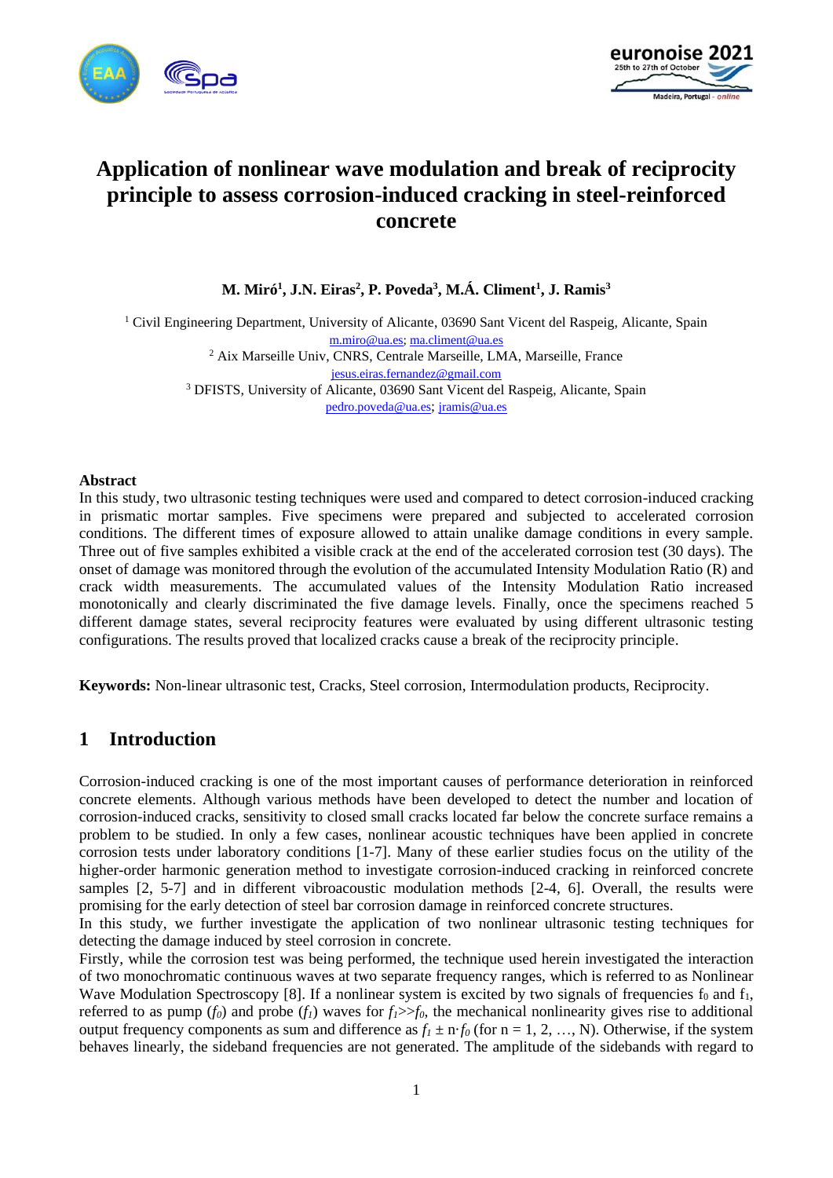# Application of nonlinear wave modulation and break of reciprocity principle to assess corrosion-induced cracking in steel-reinforced concrete

**M. Miró[1], J.N. Eiras[2], P. Poveda[3], M.Á. Climent[1], J. Ramis[3]**

[1] Civil Engineering Department, University of Alicante, 03690 Sant Vicent del Raspeig, Alicante, Spain
m.miro@ua.es; ma.climent@ua.es

[2] Aix Marseille Univ, CNRS, Centrale Marseille, LMA, Marseille, France
jesus.eiras.fernandez@gmail.com

[3] DFISTS, University of Alicante, 03690 Sant Vicent del Raspeig, Alicante, Spain
pedro.poveda@ua.es; jramis@ua.es

**Abstract**

In this study, two ultrasonic testing techniques were used and compared to detect corrosion-induced cracking in prismatic mortar samples. Five specimens were prepared and subjected to accelerated corrosion conditions. The different times of exposure allowed to attain unalike damage conditions in every sample. Three out of five samples exhibited a visible crack at the end of the accelerated corrosion test (30 days). The onset of damage was monitored through the evolution of the accumulated Intensity Modulation Ratio (R) and crack width measurements. The accumulated values of the Intensity Modulation Ratio increased monotonically and clearly discriminated the five damage levels. Finally, once the specimens reached 5 different damage states, several reciprocity features were evaluated by using different ultrasonic testing configurations. The results proved that localized cracks cause a break of the reciprocity principle.

**Keywords:** Non-linear ultrasonic test, Cracks, Steel corrosion, Intermodulation products, Reciprocity.

## 1 Introduction

Corrosion-induced cracking is one of the most important causes of performance deterioration in reinforced concrete elements. Although various methods have been developed to detect the number and location of corrosion-induced cracks, sensitivity to closed small cracks located far below the concrete surface remains a problem to be studied. In only a few cases, nonlinear acoustic techniques have been applied in concrete corrosion tests under laboratory conditions [1-7]. Many of these earlier studies focus on the utility of the higher-order harmonic generation method to investigate corrosion-induced cracking in reinforced concrete samples [2, 5-7] and in different vibroacoustic modulation methods [2-4, 6]. Overall, the results were promising for the early detection of steel bar corrosion damage in reinforced concrete structures.

In this study, we further investigate the application of two nonlinear ultrasonic testing techniques for detecting the damage induced by steel corrosion in concrete.

Firstly, while the corrosion test was being performed, the technique used herein investigated the interaction of two monochromatic continuous waves at two separate frequency ranges, which is referred to as Nonlinear Wave Modulation Spectroscopy [8]. If a nonlinear system is excited by two signals of frequencies $f_0$ and $f_1$, referred to as pump ($f_0$) and probe ($f_1$) waves for $f_1 \gg f_0$, the mechanical nonlinearity gives rise to additional output frequency components as sum and difference as $f_1 \pm n \cdot f_0$ (for n = 1, 2, …, N). Otherwise, if the system behaves linearly, the sideband frequencies are not generated. The amplitude of the sidebands with regard to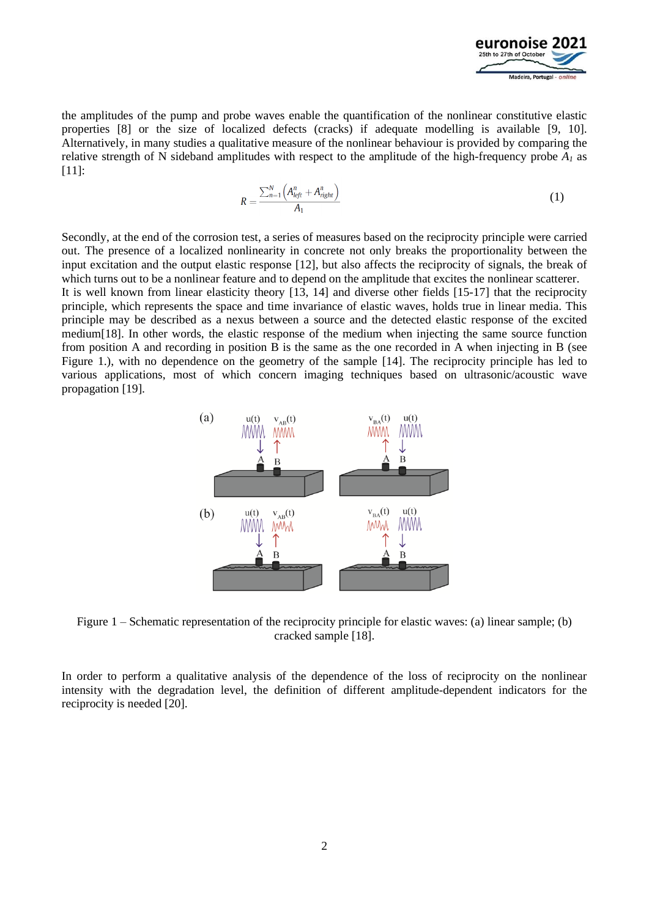the amplitudes of the pump and probe waves enable the quantification of the nonlinear constitutive elastic properties [8] or the size of localized defects (cracks) if adequate modelling is available [9, 10]. Alternatively, in many studies a qualitative measure of the nonlinear behaviour is provided by comparing the relative strength of N sideband amplitudes with respect to the amplitude of the high-frequency probe $A_1$ as [11]:

$$R = \frac{\sum_{n=1}^{N}\left(A_{left}^{n} + A_{right}^{n}\right)}{A_1} \tag{1}$$

Secondly, at the end of the corrosion test, a series of measures based on the reciprocity principle were carried out. The presence of a localized nonlinearity in concrete not only breaks the proportionality between the input excitation and the output elastic response [12], but also affects the reciprocity of signals, the break of which turns out to be a nonlinear feature and to depend on the amplitude that excites the nonlinear scatterer.
It is well known from linear elasticity theory [13, 14] and diverse other fields [15-17] that the reciprocity principle, which represents the space and time invariance of elastic waves, holds true in linear media. This principle may be described as a nexus between a source and the detected elastic response of the excited medium[18]. In other words, the elastic response of the medium when injecting the same source function from position A and recording in position B is the same as the one recorded in A when injecting in B (see Figure 1.), with no dependence on the geometry of the sample [14]. The reciprocity principle has led to various applications, most of which concern imaging techniques based on ultrasonic/acoustic wave propagation [19].

Figure 1 – Schematic representation of the reciprocity principle for elastic waves: (a) linear sample; (b) cracked sample [18].

In order to perform a qualitative analysis of the dependence of the loss of reciprocity on the nonlinear intensity with the degradation level, the definition of different amplitude-dependent indicators for the reciprocity is needed [20].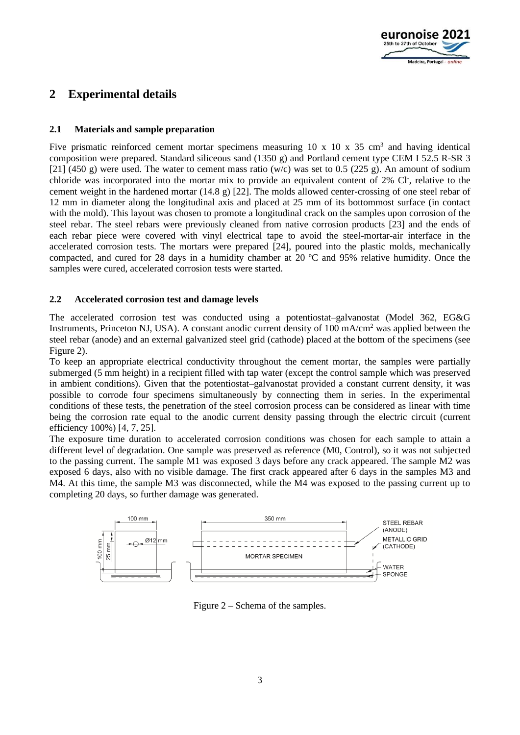## 2 Experimental details

### 2.1 Materials and sample preparation

Five prismatic reinforced cement mortar specimens measuring 10 x 10 x 35 $cm^3$ and having identical composition were prepared. Standard siliceous sand (1350 g) and Portland cement type CEM I 52.5 R-SR 3 [21] (450 g) were used. The water to cement mass ratio (w/c) was set to 0.5 (225 g). An amount of sodium chloride was incorporated into the mortar mix to provide an equivalent content of 2% $Cl^-$, relative to the cement weight in the hardened mortar (14.8 g) [22]. The molds allowed center-crossing of one steel rebar of 12 mm in diameter along the longitudinal axis and placed at 25 mm of its bottommost surface (in contact with the mold). This layout was chosen to promote a longitudinal crack on the samples upon corrosion of the steel rebar. The steel rebars were previously cleaned from native corrosion products [23] and the ends of each rebar piece were covered with vinyl electrical tape to avoid the steel-mortar-air interface in the accelerated corrosion tests. The mortars were prepared [24], poured into the plastic molds, mechanically compacted, and cured for 28 days in a humidity chamber at 20 ºC and 95% relative humidity. Once the samples were cured, accelerated corrosion tests were started.

### 2.2 Accelerated corrosion test and damage levels

The accelerated corrosion test was conducted using a potentiostat–galvanostat (Model 362, EG&G Instruments, Princeton NJ, USA). A constant anodic current density of 100 $mA/cm^2$ was applied between the steel rebar (anode) and an external galvanized steel grid (cathode) placed at the bottom of the specimens (see Figure 2).

To keep an appropriate electrical conductivity throughout the cement mortar, the samples were partially submerged (5 mm height) in a recipient filled with tap water (except the control sample which was preserved in ambient conditions). Given that the potentiostat–galvanostat provided a constant current density, it was possible to corrode four specimens simultaneously by connecting them in series. In the experimental conditions of these tests, the penetration of the steel corrosion process can be considered as linear with time being the corrosion rate equal to the anodic current density passing through the electric circuit (current efficiency 100%) [4, 7, 25].

The exposure time duration to accelerated corrosion conditions was chosen for each sample to attain a different level of degradation. One sample was preserved as reference (M0, Control), so it was not subjected to the passing current. The sample M1 was exposed 3 days before any crack appeared. The sample M2 was exposed 6 days, also with no visible damage. The first crack appeared after 6 days in the samples M3 and M4. At this time, the sample M3 was disconnected, while the M4 was exposed to the passing current up to completing 20 days, so further damage was generated.

Figure 2 – Schema of the samples.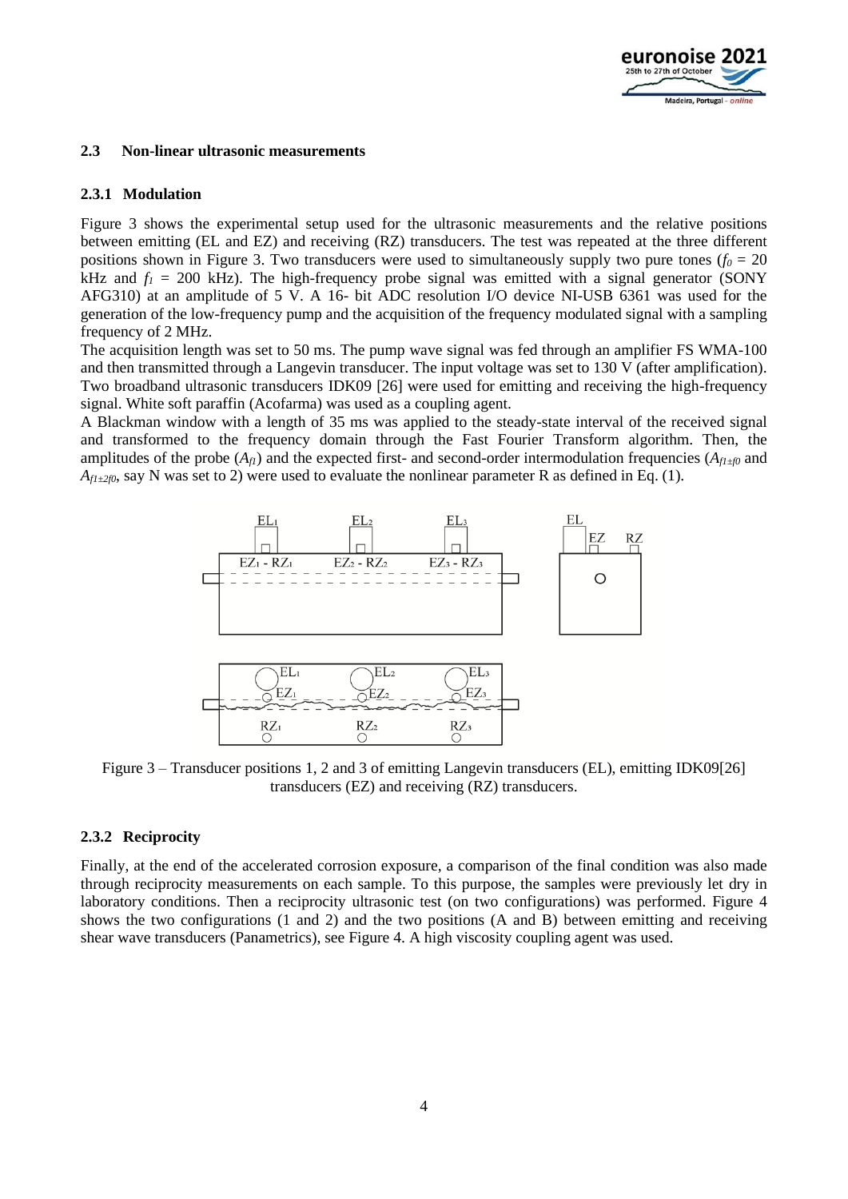### 2.3 Non-linear ultrasonic measurements

#### 2.3.1 Modulation

Figure 3 shows the experimental setup used for the ultrasonic measurements and the relative positions between emitting (EL and EZ) and receiving (RZ) transducers. The test was repeated at the three different positions shown in Figure 3. Two transducers were used to simultaneously supply two pure tones ($f_0$ = 20 kHz and $f_1$ = 200 kHz). The high-frequency probe signal was emitted with a signal generator (SONY AFG310) at an amplitude of 5 V. A 16- bit ADC resolution I/O device NI-USB 6361 was used for the generation of the low-frequency pump and the acquisition of the frequency modulated signal with a sampling frequency of 2 MHz.

The acquisition length was set to 50 ms. The pump wave signal was fed through an amplifier FS WMA-100 and then transmitted through a Langevin transducer. The input voltage was set to 130 V (after amplification). Two broadband ultrasonic transducers IDK09 [26] were used for emitting and receiving the high-frequency signal. White soft paraffin (Acofarma) was used as a coupling agent.

A Blackman window with a length of 35 ms was applied to the steady-state interval of the received signal and transformed to the frequency domain through the Fast Fourier Transform algorithm. Then, the amplitudes of the probe ($A_{f1}$) and the expected first- and second-order intermodulation frequencies ($A_{f1\pm f0}$ and $A_{f1\pm 2f0}$, say N was set to 2) were used to evaluate the nonlinear parameter R as defined in Eq. (1).

Figure 3 – Transducer positions 1, 2 and 3 of emitting Langevin transducers (EL), emitting IDK09[26] transducers (EZ) and receiving (RZ) transducers.

#### 2.3.2 Reciprocity

Finally, at the end of the accelerated corrosion exposure, a comparison of the final condition was also made through reciprocity measurements on each sample. To this purpose, the samples were previously let dry in laboratory conditions. Then a reciprocity ultrasonic test (on two configurations) was performed. Figure 4 shows the two configurations (1 and 2) and the two positions (A and B) between emitting and receiving shear wave transducers (Panametrics), see Figure 4. A high viscosity coupling agent was used.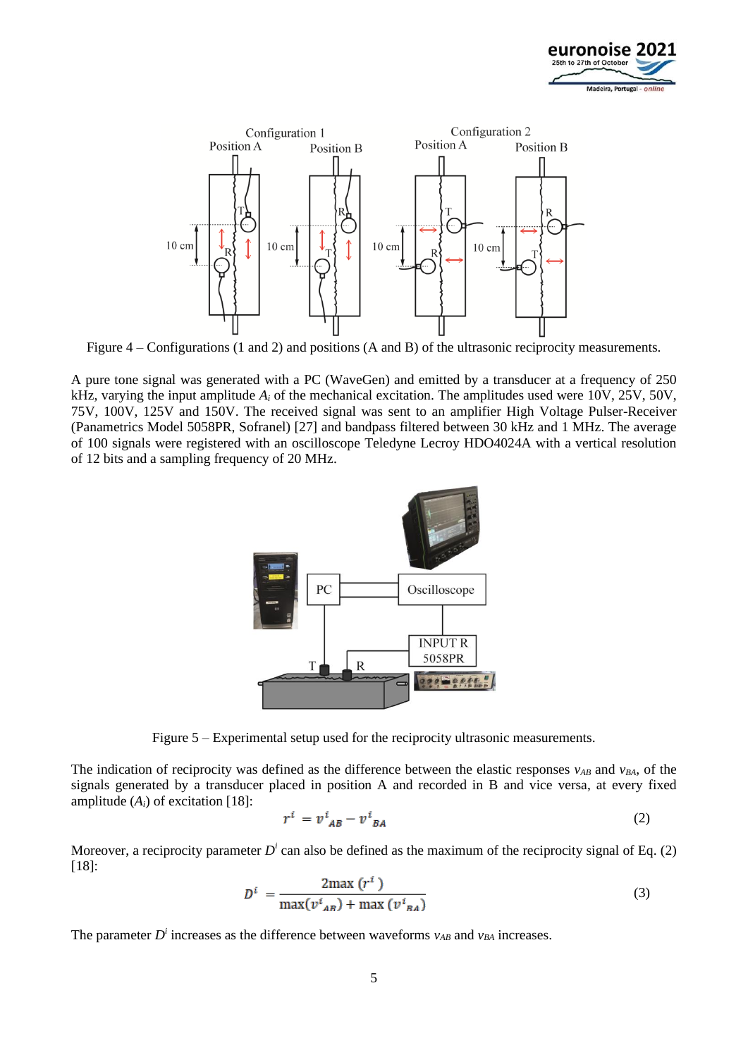Figure 4 – Configurations (1 and 2) and positions (A and B) of the ultrasonic reciprocity measurements.

A pure tone signal was generated with a PC (WaveGen) and emitted by a transducer at a frequency of 250 kHz, varying the input amplitude $A_i$ of the mechanical excitation. The amplitudes used were 10V, 25V, 50V, 75V, 100V, 125V and 150V. The received signal was sent to an amplifier High Voltage Pulser-Receiver (Panametrics Model 5058PR, Sofranel) [27] and bandpass filtered between 30 kHz and 1 MHz. The average of 100 signals were registered with an oscilloscope Teledyne Lecroy HDO4024A with a vertical resolution of 12 bits and a sampling frequency of 20 MHz.

Figure 5 – Experimental setup used for the reciprocity ultrasonic measurements.

The indication of reciprocity was defined as the difference between the elastic responses $v_{AB}$ and $v_{BA}$, of the signals generated by a transducer placed in position A and recorded in B and vice versa, at every fixed amplitude ($A_i$) of excitation [18]:

$$r^i = v^i_{AB} - v^i_{BA} \tag{2}$$

Moreover, a reciprocity parameter $D^i$ can also be defined as the maximum of the reciprocity signal of Eq. (2) [18]:

$$D^i = \frac{2\max\left(r^i\right)}{\max\left(v^i_{AB}\right) + \max\left(v^i_{BA}\right)} \tag{3}$$

The parameter $D^i$ increases as the difference between waveforms $v_{AB}$ and $v_{BA}$ increases.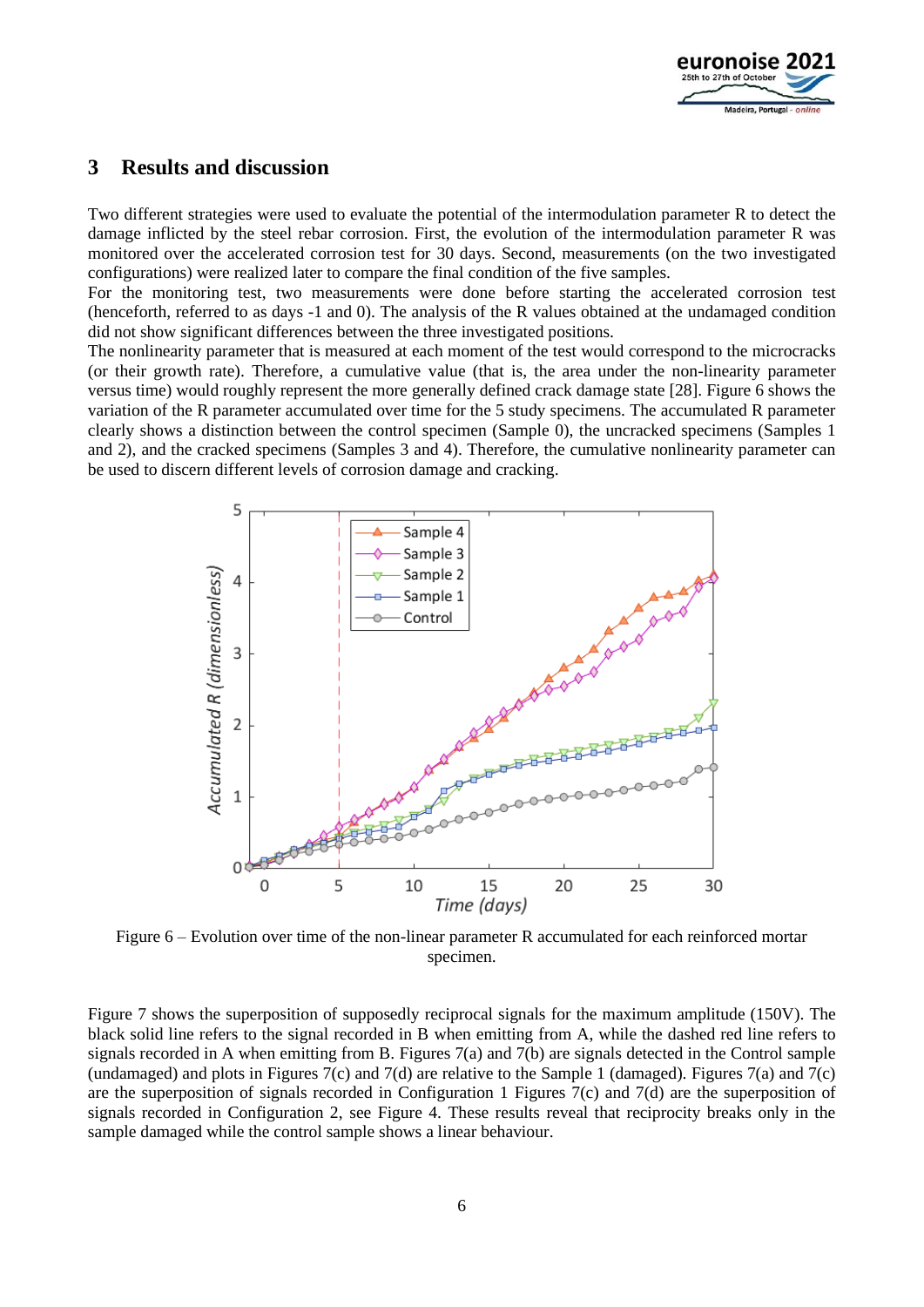## 3 Results and discussion

Two different strategies were used to evaluate the potential of the intermodulation parameter R to detect the damage inflicted by the steel rebar corrosion. First, the evolution of the intermodulation parameter R was monitored over the accelerated corrosion test for 30 days. Second, measurements (on the two investigated configurations) were realized later to compare the final condition of the five samples.

For the monitoring test, two measurements were done before starting the accelerated corrosion test (henceforth, referred to as days -1 and 0). The analysis of the R values obtained at the undamaged condition did not show significant differences between the three investigated positions.

The nonlinearity parameter that is measured at each moment of the test would correspond to the microcracks (or their growth rate). Therefore, a cumulative value (that is, the area under the non-linearity parameter versus time) would roughly represent the more generally defined crack damage state [28]. Figure 6 shows the variation of the R parameter accumulated over time for the 5 study specimens. The accumulated R parameter clearly shows a distinction between the control specimen (Sample 0), the uncracked specimens (Samples 1 and 2), and the cracked specimens (Samples 3 and 4). Therefore, the cumulative nonlinearity parameter can be used to discern different levels of corrosion damage and cracking.

Figure 6 – Evolution over time of the non-linear parameter R accumulated for each reinforced mortar specimen.

Figure 7 shows the superposition of supposedly reciprocal signals for the maximum amplitude (150V). The black solid line refers to the signal recorded in B when emitting from A, while the dashed red line refers to signals recorded in A when emitting from B. Figures 7(a) and 7(b) are signals detected in the Control sample (undamaged) and plots in Figures 7(c) and 7(d) are relative to the Sample 1 (damaged). Figures 7(a) and 7(c) are the superposition of signals recorded in Configuration 1 Figures 7(c) and 7(d) are the superposition of signals recorded in Configuration 2, see Figure 4. These results reveal that reciprocity breaks only in the sample damaged while the control sample shows a linear behaviour.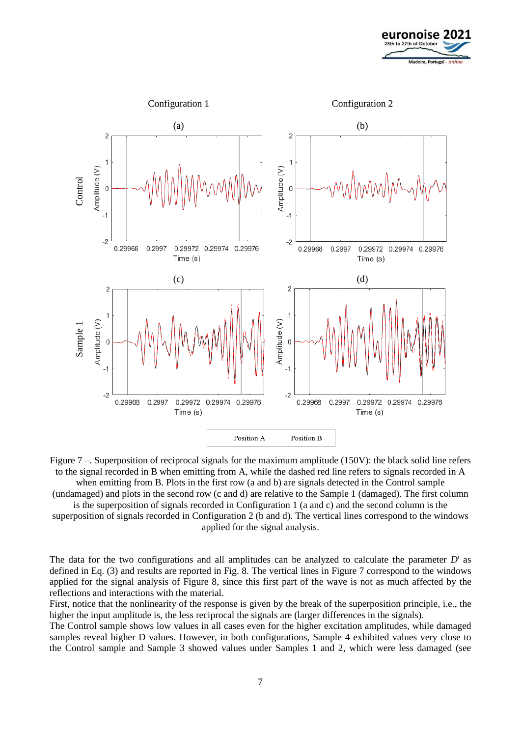Figure 7 –. Superposition of reciprocal signals for the maximum amplitude (150V): the black solid line refers to the signal recorded in B when emitting from A, while the dashed red line refers to signals recorded in A when emitting from B. Plots in the first row (a and b) are signals detected in the Control sample (undamaged) and plots in the second row (c and d) are relative to the Sample 1 (damaged). The first column is the superposition of signals recorded in Configuration 1 (a and c) and the second column is the superposition of signals recorded in Configuration 2 (b and d). The vertical lines correspond to the windows applied for the signal analysis.

The data for the two configurations and all amplitudes can be analyzed to calculate the parameter $D^i$ as defined in Eq. (3) and results are reported in Fig. 8. The vertical lines in Figure 7 correspond to the windows applied for the signal analysis of Figure 8, since this first part of the wave is not as much affected by the reflections and interactions with the material.

First, notice that the nonlinearity of the response is given by the break of the superposition principle, i.e., the higher the input amplitude is, the less reciprocal the signals are (larger differences in the signals).

The Control sample shows low values in all cases even for the higher excitation amplitudes, while damaged samples reveal higher D values. However, in both configurations, Sample 4 exhibited values very close to the Control sample and Sample 3 showed values under Samples 1 and 2, which were less damaged (see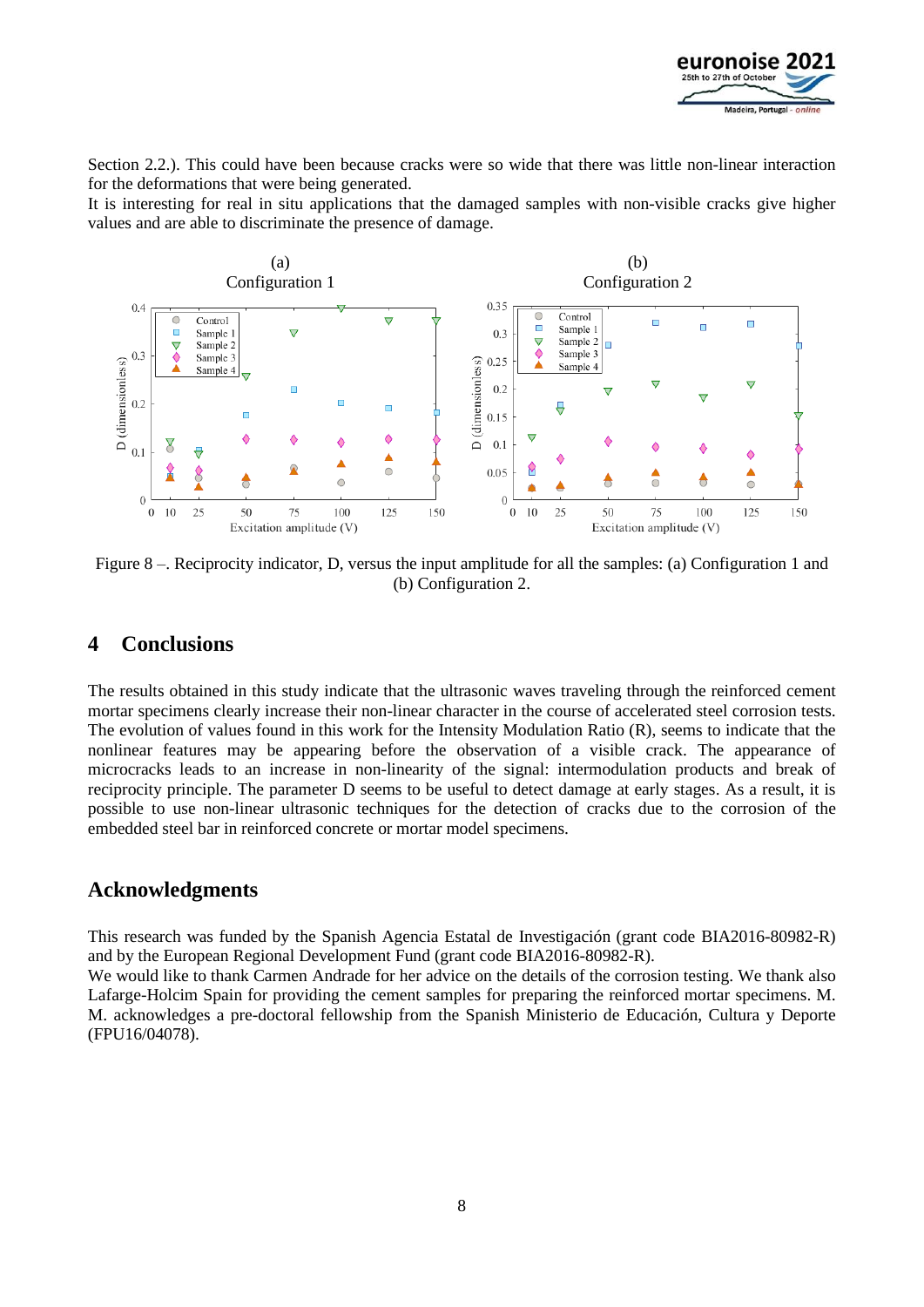Section 2.2.). This could have been because cracks were so wide that there was little non-linear interaction for the deformations that were being generated.

It is interesting for real in situ applications that the damaged samples with non-visible cracks give higher values and are able to discriminate the presence of damage.

Figure 8 –. Reciprocity indicator, D, versus the input amplitude for all the samples: (a) Configuration 1 and (b) Configuration 2.

## 4 Conclusions

The results obtained in this study indicate that the ultrasonic waves traveling through the reinforced cement mortar specimens clearly increase their non-linear character in the course of accelerated steel corrosion tests. The evolution of values found in this work for the Intensity Modulation Ratio (R), seems to indicate that the nonlinear features may be appearing before the observation of a visible crack. The appearance of microcracks leads to an increase in non-linearity of the signal: intermodulation products and break of reciprocity principle. The parameter D seems to be useful to detect damage at early stages. As a result, it is possible to use non-linear ultrasonic techniques for the detection of cracks due to the corrosion of the embedded steel bar in reinforced concrete or mortar model specimens.

## Acknowledgments

This research was funded by the Spanish Agencia Estatal de Investigación (grant code BIA2016-80982-R) and by the European Regional Development Fund (grant code BIA2016-80982-R).

We would like to thank Carmen Andrade for her advice on the details of the corrosion testing. We thank also Lafarge-Holcim Spain for providing the cement samples for preparing the reinforced mortar specimens. M. M. acknowledges a pre-doctoral fellowship from the Spanish Ministerio de Educación, Cultura y Deporte (FPU16/04078).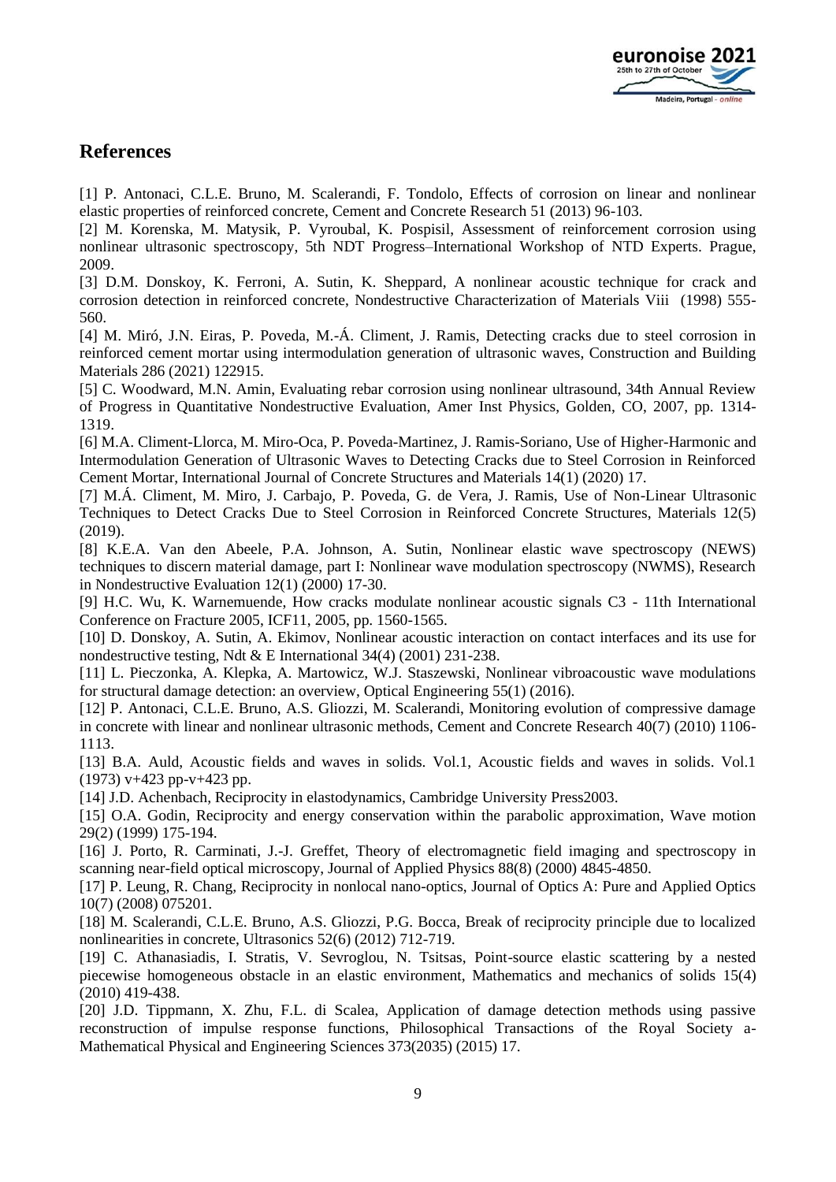# References

[1] P. Antonaci, C.L.E. Bruno, M. Scalerandi, F. Tondolo, Effects of corrosion on linear and nonlinear elastic properties of reinforced concrete, Cement and Concrete Research 51 (2013) 96-103.

[2] M. Korenska, M. Matysik, P. Vyroubal, K. Pospisil, Assessment of reinforcement corrosion using nonlinear ultrasonic spectroscopy, 5th NDT Progress–International Workshop of NTD Experts. Prague, 2009.

[3] D.M. Donskoy, K. Ferroni, A. Sutin, K. Sheppard, A nonlinear acoustic technique for crack and corrosion detection in reinforced concrete, Nondestructive Characterization of Materials Viii (1998) 555-560.

[4] M. Miró, J.N. Eiras, P. Poveda, M.-Á. Climent, J. Ramis, Detecting cracks due to steel corrosion in reinforced cement mortar using intermodulation generation of ultrasonic waves, Construction and Building Materials 286 (2021) 122915.

[5] C. Woodward, M.N. Amin, Evaluating rebar corrosion using nonlinear ultrasound, 34th Annual Review of Progress in Quantitative Nondestructive Evaluation, Amer Inst Physics, Golden, CO, 2007, pp. 1314-1319.

[6] M.A. Climent-Llorca, M. Miro-Oca, P. Poveda-Martinez, J. Ramis-Soriano, Use of Higher-Harmonic and Intermodulation Generation of Ultrasonic Waves to Detecting Cracks due to Steel Corrosion in Reinforced Cement Mortar, International Journal of Concrete Structures and Materials 14(1) (2020) 17.

[7] M.Á. Climent, M. Miro, J. Carbajo, P. Poveda, G. de Vera, J. Ramis, Use of Non-Linear Ultrasonic Techniques to Detect Cracks Due to Steel Corrosion in Reinforced Concrete Structures, Materials 12(5) (2019).

[8] K.E.A. Van den Abeele, P.A. Johnson, A. Sutin, Nonlinear elastic wave spectroscopy (NEWS) techniques to discern material damage, part I: Nonlinear wave modulation spectroscopy (NWMS), Research in Nondestructive Evaluation 12(1) (2000) 17-30.

[9] H.C. Wu, K. Warnemuende, How cracks modulate nonlinear acoustic signals C3 - 11th International Conference on Fracture 2005, ICF11, 2005, pp. 1560-1565.

[10] D. Donskoy, A. Sutin, A. Ekimov, Nonlinear acoustic interaction on contact interfaces and its use for nondestructive testing, Ndt & E International 34(4) (2001) 231-238.

[11] L. Pieczonka, A. Klepka, A. Martowicz, W.J. Staszewski, Nonlinear vibroacoustic wave modulations for structural damage detection: an overview, Optical Engineering 55(1) (2016).

[12] P. Antonaci, C.L.E. Bruno, A.S. Gliozzi, M. Scalerandi, Monitoring evolution of compressive damage in concrete with linear and nonlinear ultrasonic methods, Cement and Concrete Research 40(7) (2010) 1106-1113.

[13] B.A. Auld, Acoustic fields and waves in solids. Vol.1, Acoustic fields and waves in solids. Vol.1 (1973) v+423 pp-v+423 pp.

[14] J.D. Achenbach, Reciprocity in elastodynamics, Cambridge University Press2003.

[15] O.A. Godin, Reciprocity and energy conservation within the parabolic approximation, Wave motion 29(2) (1999) 175-194.

[16] J. Porto, R. Carminati, J.-J. Greffet, Theory of electromagnetic field imaging and spectroscopy in scanning near-field optical microscopy, Journal of Applied Physics 88(8) (2000) 4845-4850.

[17] P. Leung, R. Chang, Reciprocity in nonlocal nano-optics, Journal of Optics A: Pure and Applied Optics 10(7) (2008) 075201.

[18] M. Scalerandi, C.L.E. Bruno, A.S. Gliozzi, P.G. Bocca, Break of reciprocity principle due to localized nonlinearities in concrete, Ultrasonics 52(6) (2012) 712-719.

[19] C. Athanasiadis, I. Stratis, V. Sevroglou, N. Tsitsas, Point-source elastic scattering by a nested piecewise homogeneous obstacle in an elastic environment, Mathematics and mechanics of solids 15(4) (2010) 419-438.

[20] J.D. Tippmann, X. Zhu, F.L. di Scalea, Application of damage detection methods using passive reconstruction of impulse response functions, Philosophical Transactions of the Royal Society a-Mathematical Physical and Engineering Sciences 373(2035) (2015) 17.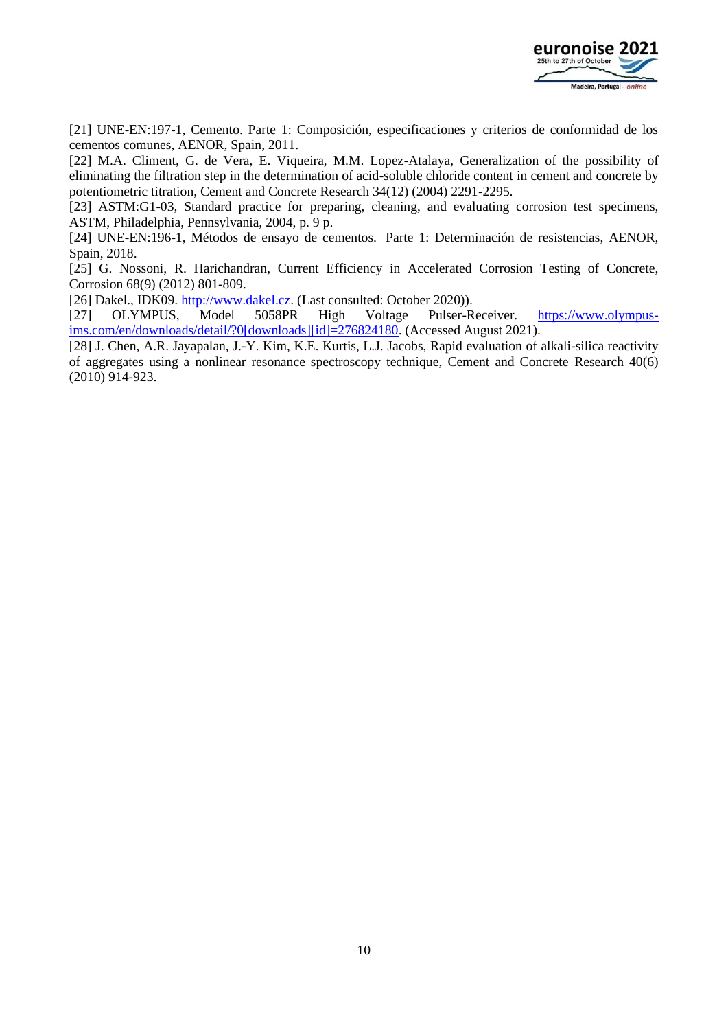[21] UNE-EN:197-1, Cemento. Parte 1: Composición, especificaciones y criterios de conformidad de los cementos comunes, AENOR, Spain, 2011.

[22] M.A. Climent, G. de Vera, E. Viqueira, M.M. Lopez-Atalaya, Generalization of the possibility of eliminating the filtration step in the determination of acid-soluble chloride content in cement and concrete by potentiometric titration, Cement and Concrete Research 34(12) (2004) 2291-2295.

[23] ASTM:G1-03, Standard practice for preparing, cleaning, and evaluating corrosion test specimens, ASTM, Philadelphia, Pennsylvania, 2004, p. 9 p.

[24] UNE-EN:196-1, Métodos de ensayo de cementos. Parte 1: Determinación de resistencias, AENOR, Spain, 2018.

[25] G. Nossoni, R. Harichandran, Current Efficiency in Accelerated Corrosion Testing of Concrete, Corrosion 68(9) (2012) 801-809.

[26] Dakel., IDK09. http://www.dakel.cz. (Last consulted: October 2020)).

[27] OLYMPUS, Model 5058PR High Voltage Pulser-Receiver. https://www.olympus-ims.com/en/downloads/detail/?0[downloads][id]=276824180. (Accessed August 2021).

[28] J. Chen, A.R. Jayapalan, J.-Y. Kim, K.E. Kurtis, L.J. Jacobs, Rapid evaluation of alkali-silica reactivity of aggregates using a nonlinear resonance spectroscopy technique, Cement and Concrete Research 40(6) (2010) 914-923.